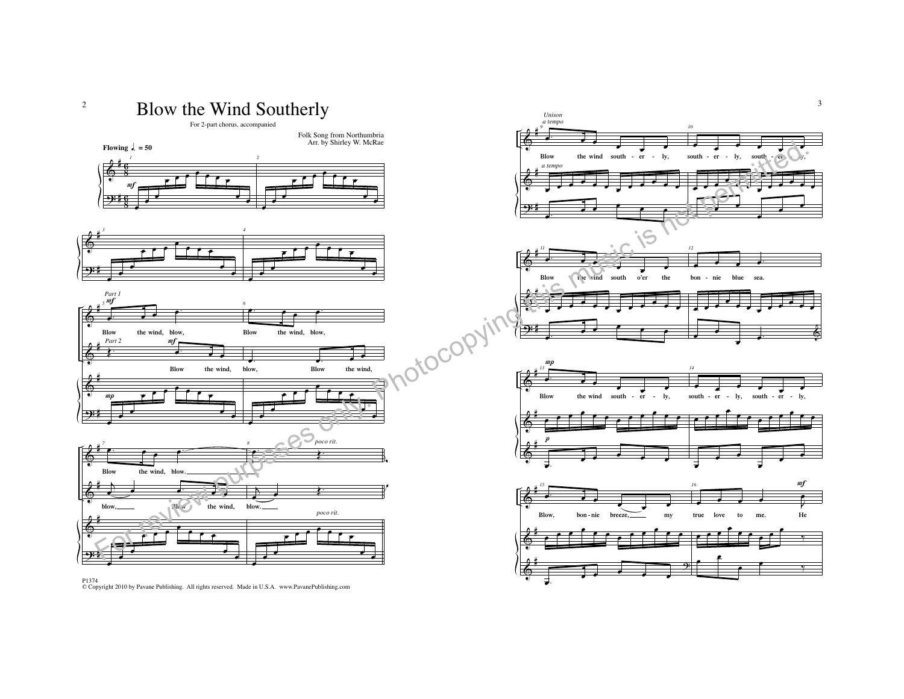# Blow the Wind Southerly

For 2-part chorus, accompanied

Folk Song from Northumbria
Arr. by Shirley W. McRae

Flowing ♩. = 50

Part 1: Blow the wind, blow, Blow the wind, blow, Blow the wind, blow.

Part 2: Blow the wind, blow, Blow the wind, blow, Blow the wind, blow.

*poco rit.*

Unison *a tempo*

Blow the wind south - er - ly, south - er - ly, south - er - ly, Blow the wind south o'er the bon - nie blue sea.

Blow the wind south - er - ly, south - er - ly, south - er - ly, Blow, bon - nie breeze, my true love to me. He

P1374
© Copyright 2010 by Pavane Publishing. All rights reserved. Made in U.S.A. www.PavanePublishing.com

For review purposes only. Photocopying this music is not permitted.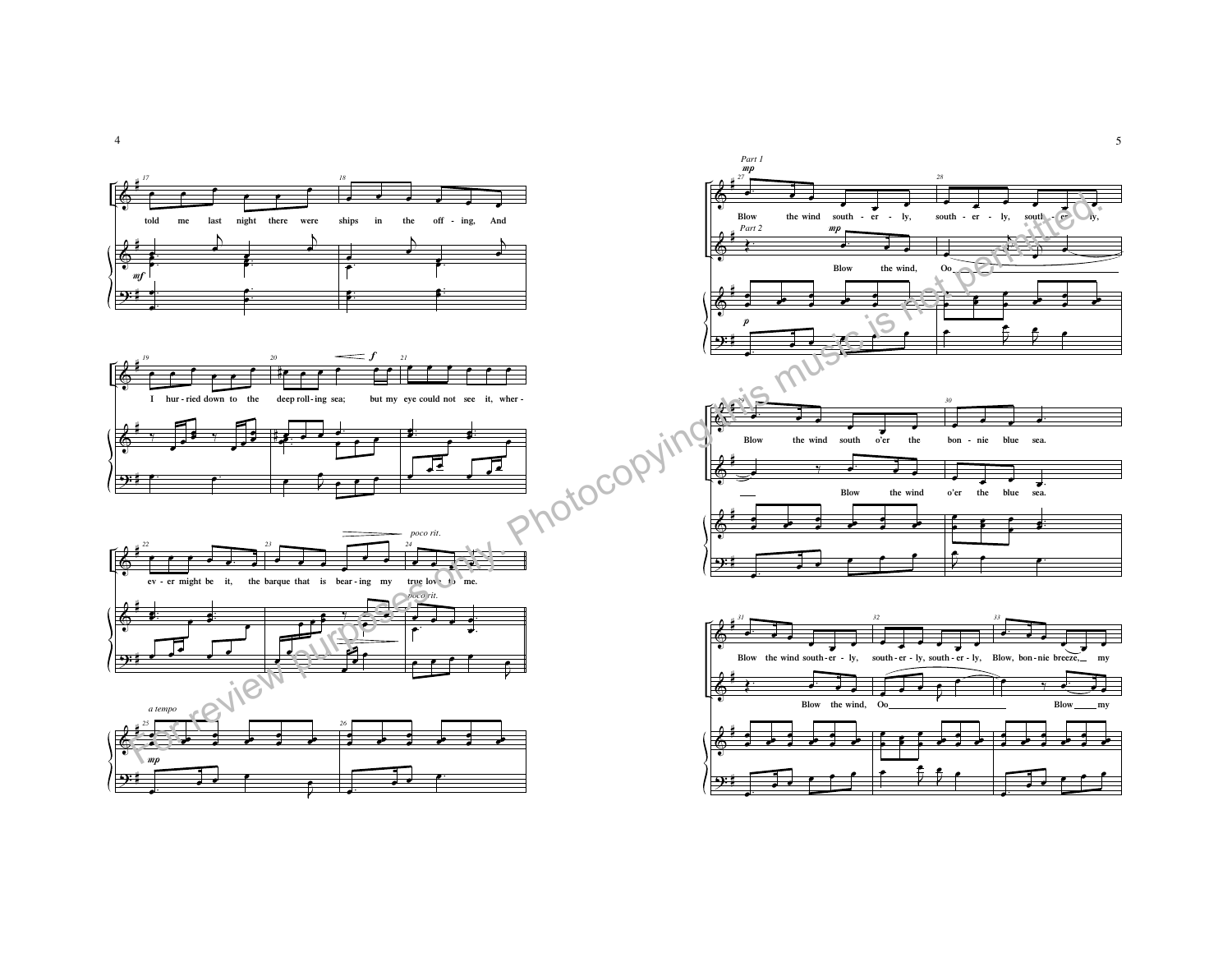17 told me last night there were 18 ships in the off - ing, And

*mf*

19 I hur - ried down to the 20 deep roll - ing sea; *f* 21 but my eye could not see it, wher -

22 ev - er might be it, 23 the barque that is bear - ing my 24 true love to me. *poco rit.*

*poco rit.*

*a tempo*

25 *mp* 26

Part 1

*mp*

27 Blow the wind south - er - ly, 28 south - er - ly, south - er - ly,

Part 2 *mp*

Blow the wind, Oo

*p*

29 Blow the wind south o'er the 30 bon - nie blue sea.

Blow the wind o'er the blue sea.

31 Blow the wind south - er - ly, 32 south - er - ly, south - er - ly, 33 Blow, bon - nie breeze, my

Blow the wind, Oo Blow my

For review purposes only. Photocopying this music is not permitted.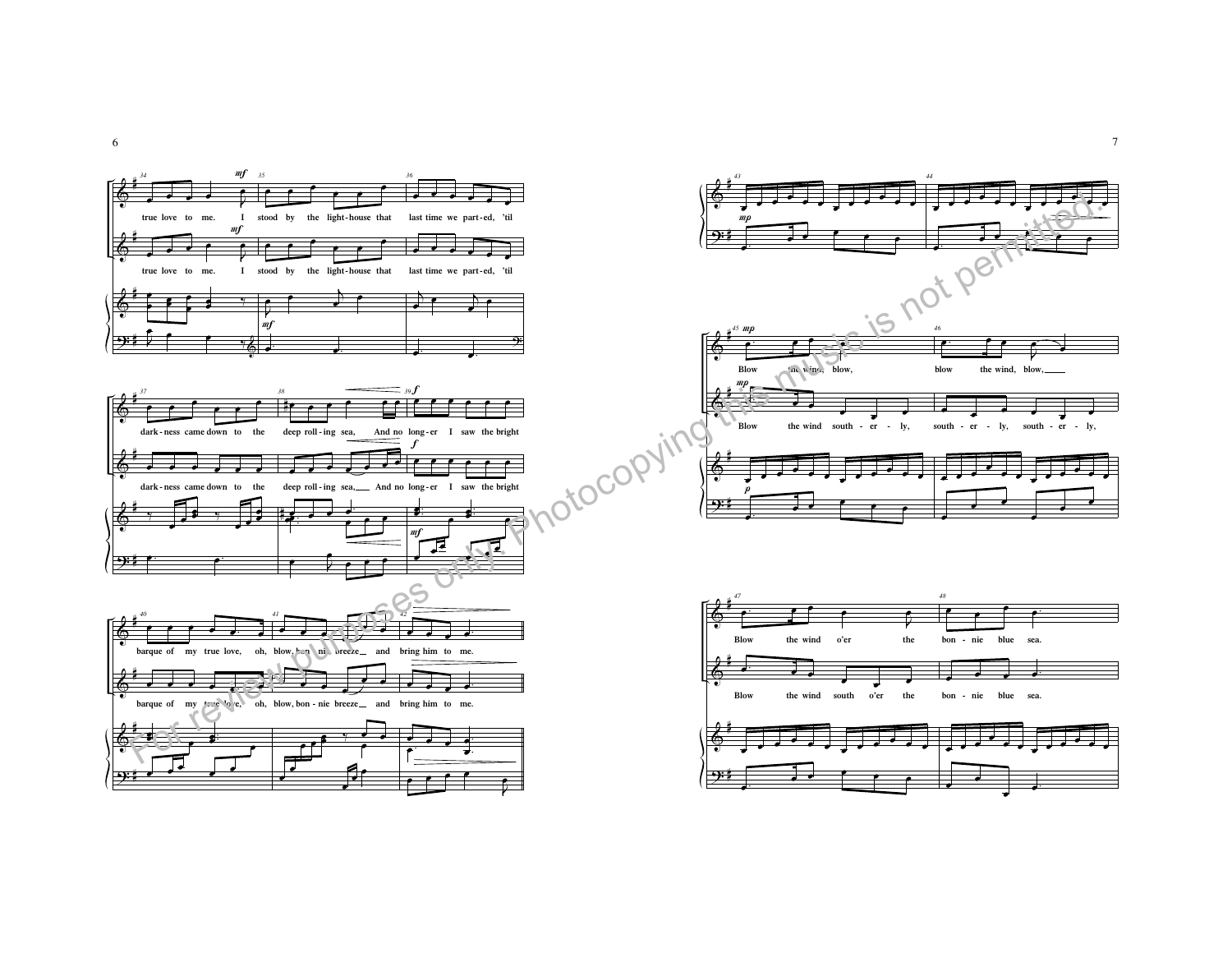true love to me. I stood by the light-house that last time we part-ed, 'til dark-ness came down to the deep roll-ing sea, And no long-er I saw the bright barque of my true love, oh, blow, bon-nie breeze and bring him to me.

Blow the wind, blow, blow the wind, blow,
Blow the wind o'er the bon-nie blue sea.

Blow the wind south-er-ly, south-er-ly, south-er-ly,
Blow the wind south o'er the bon-nie blue sea.

For review purposes only. Photocopying this music is not permitted.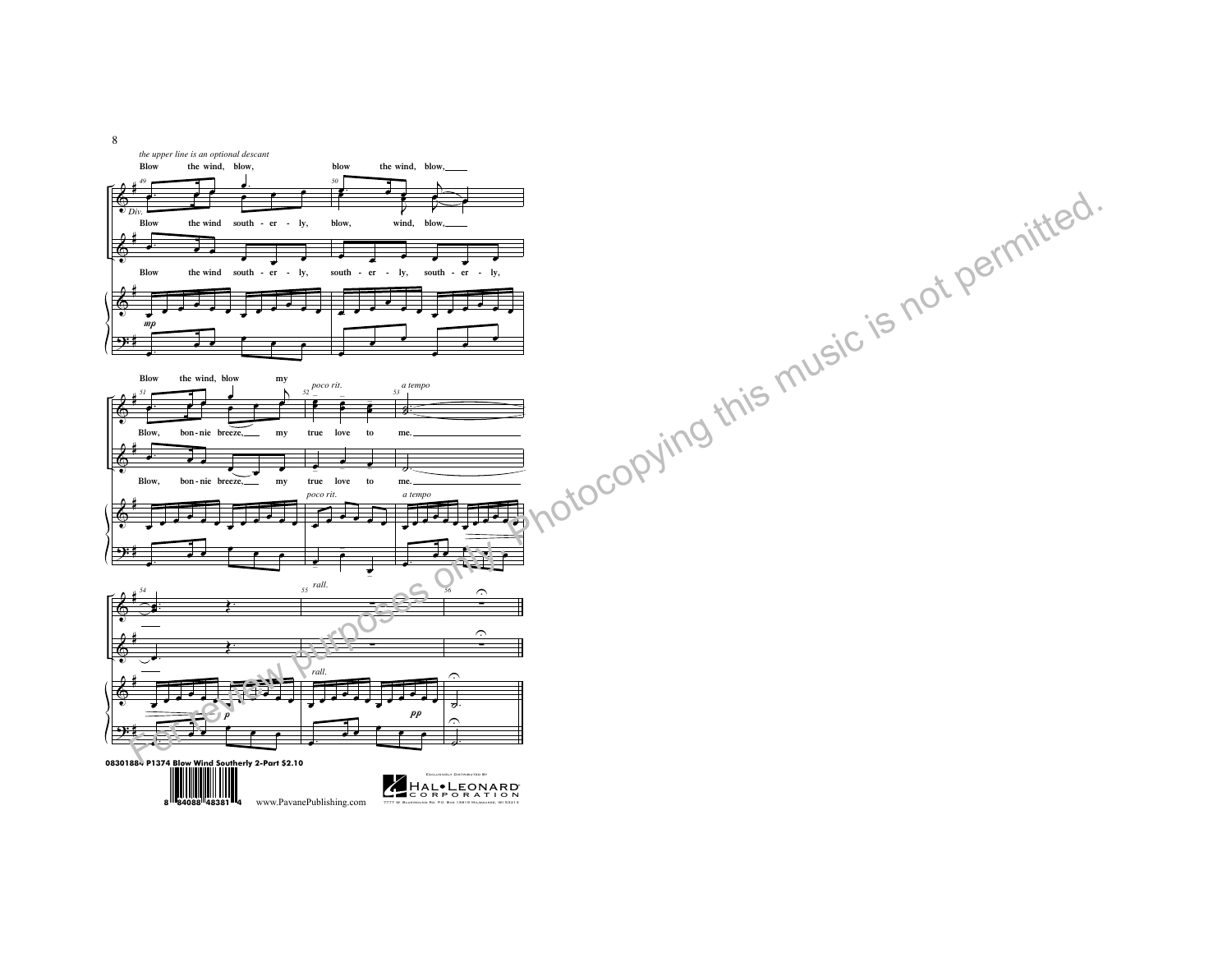*the upper line is an optional descant*

Blow the wind, blow, blow the wind, blow,

Blow the wind south - er - ly, blow, wind, blow,

Blow the wind south - er - ly, south - er - ly, south - er - ly,

Blow the wind, blow my

Blow, bon - nie breeze, my true love to me.

Blow, bon - nie breeze, my true love to me.

*poco rit.* *a tempo*

*rall.*

08301884 P1374 Blow Wind Southerly 2-Part $2.10

www.PavanePublishing.com

Exclusively Distributed By HAL•LEONARD® CORPORATION

7777 W. Bluemound Rd. P.O. Box 13819 Milwaukee, WI 53213

For review purposes only. Photocopying this music is not permitted.